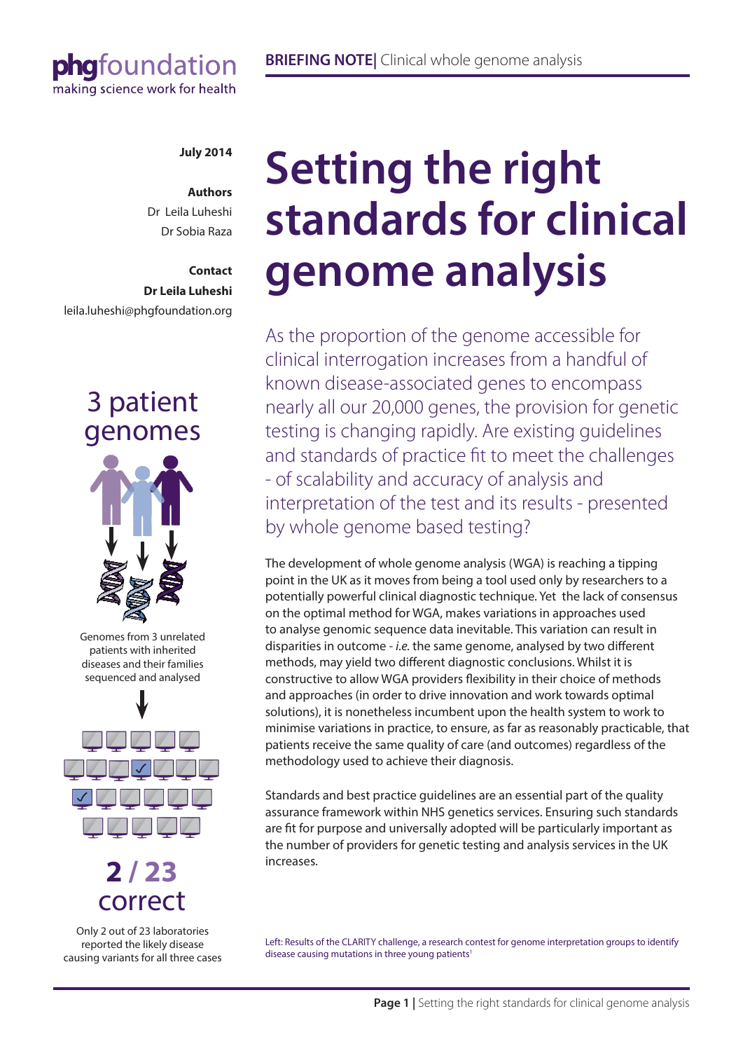phgfoundation
making science work for health

**BRIEFING NOTE|** Clinical whole genome analysis

**July 2014**

**Authors**
Dr Leila Luheshi
Dr Sobia Raza

**Contact**
**Dr Leila Luheshi**
leila.luheshi@phgfoundation.org

# Setting the right standards for clinical genome analysis

As the proportion of the genome accessible for clinical interrogation increases from a handful of known disease-associated genes to encompass nearly all our 20,000 genes, the provision for genetic testing is changing rapidly. Are existing guidelines and standards of practice fit to meet the challenges - of scalability and accuracy of analysis and interpretation of the test and its results - presented by whole genome based testing?

The development of whole genome analysis (WGA) is reaching a tipping point in the UK as it moves from being a tool used only by researchers to a potentially powerful clinical diagnostic technique. Yet the lack of consensus on the optimal method for WGA, makes variations in approaches used to analyse genomic sequence data inevitable. This variation can result in disparities in outcome - *i.e.* the same genome, analysed by two different methods, may yield two different diagnostic conclusions. Whilst it is constructive to allow WGA providers flexibility in their choice of methods and approaches (in order to drive innovation and work towards optimal solutions), it is nonetheless incumbent upon the health system to work to minimise variations in practice, to ensure, as far as reasonably practicable, that patients receive the same quality of care (and outcomes) regardless of the methodology used to achieve their diagnosis.

Standards and best practice guidelines are an essential part of the quality assurance framework within NHS genetics services. Ensuring such standards are fit for purpose and universally adopted will be particularly important as the number of providers for genetic testing and analysis services in the UK increases.

3 patient genomes

Genomes from 3 unrelated patients with inherited diseases and their families sequenced and analysed

**2 / 23 correct**

Only 2 out of 23 laboratories reported the likely disease causing variants for all three cases

Left: Results of the CLARITY challenge, a research contest for genome interpretation groups to identify disease causing mutations in three young patients[1]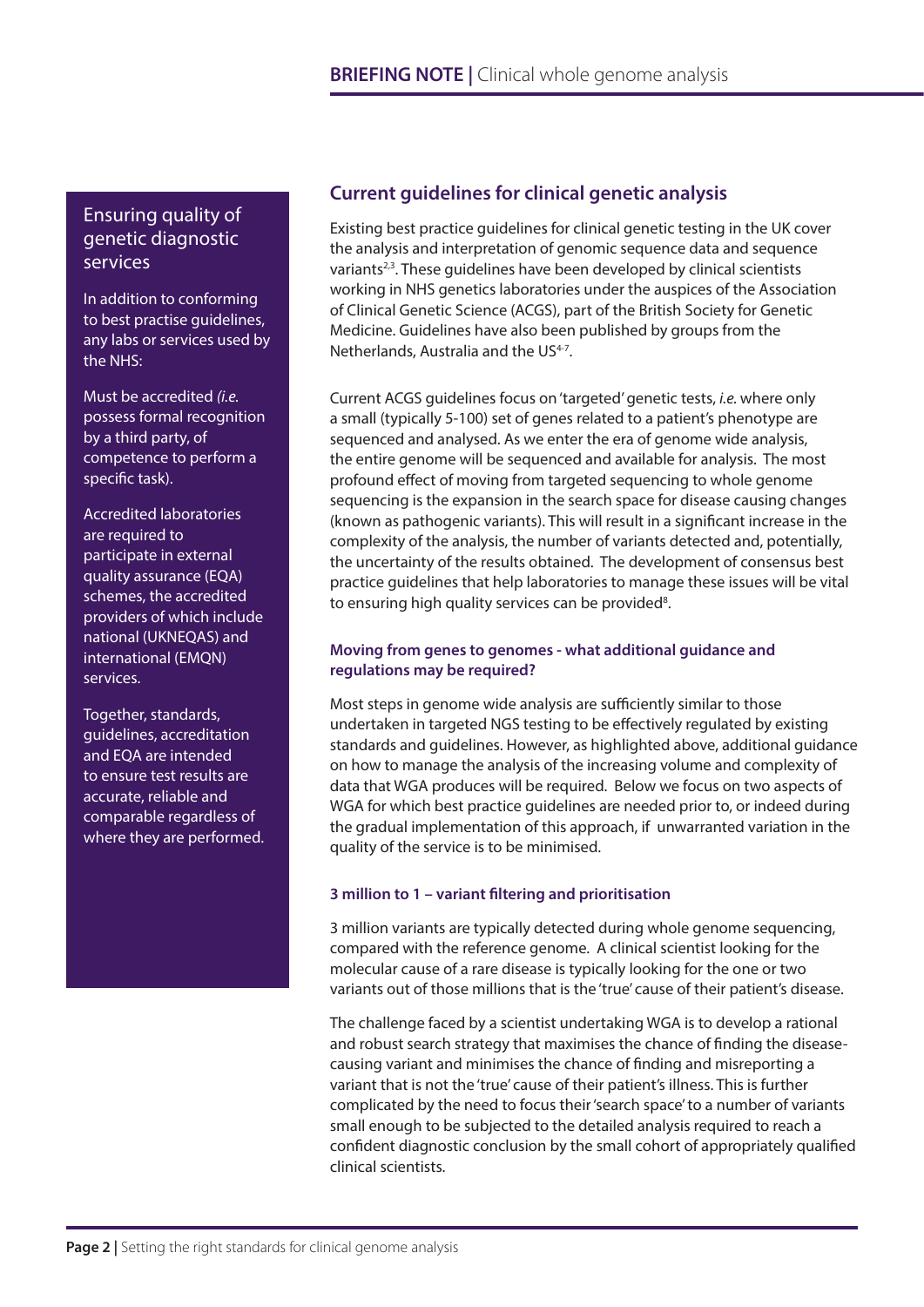## Ensuring quality of genetic diagnostic services

In addition to conforming to best practise guidelines, any labs or services used by the NHS:

Must be accredited *(i.e.* possess formal recognition by a third party, of competence to perform a specific task).

Accredited laboratories are required to participate in external quality assurance (EQA) schemes, the accredited providers of which include national (UKNEQAS) and international (EMQN) services.

Together, standards, guidelines, accreditation and EQA are intended to ensure test results are accurate, reliable and comparable regardless of where they are performed.

## Current guidelines for clinical genetic analysis

Existing best practice guidelines for clinical genetic testing in the UK cover the analysis and interpretation of genomic sequence data and sequence variants[2,3]. These guidelines have been developed by clinical scientists working in NHS genetics laboratories under the auspices of the Association of Clinical Genetic Science (ACGS), part of the British Society for Genetic Medicine. Guidelines have also been published by groups from the Netherlands, Australia and the US[4-7].

Current ACGS guidelines focus on 'targeted' genetic tests, *i.e.* where only a small (typically 5-100) set of genes related to a patient's phenotype are sequenced and analysed. As we enter the era of genome wide analysis, the entire genome will be sequenced and available for analysis. The most profound effect of moving from targeted sequencing to whole genome sequencing is the expansion in the search space for disease causing changes (known as pathogenic variants). This will result in a significant increase in the complexity of the analysis, the number of variants detected and, potentially, the uncertainty of the results obtained. The development of consensus best practice guidelines that help laboratories to manage these issues will be vital to ensuring high quality services can be provided[8].

### Moving from genes to genomes - what additional guidance and regulations may be required?

Most steps in genome wide analysis are sufficiently similar to those undertaken in targeted NGS testing to be effectively regulated by existing standards and guidelines. However, as highlighted above, additional guidance on how to manage the analysis of the increasing volume and complexity of data that WGA produces will be required. Below we focus on two aspects of WGA for which best practice guidelines are needed prior to, or indeed during the gradual implementation of this approach, if unwarranted variation in the quality of the service is to be minimised.

### 3 million to 1 – variant filtering and prioritisation

3 million variants are typically detected during whole genome sequencing, compared with the reference genome. A clinical scientist looking for the molecular cause of a rare disease is typically looking for the one or two variants out of those millions that is the 'true' cause of their patient's disease.

The challenge faced by a scientist undertaking WGA is to develop a rational and robust search strategy that maximises the chance of finding the disease-causing variant and minimises the chance of finding and misreporting a variant that is not the 'true' cause of their patient's illness. This is further complicated by the need to focus their 'search space' to a number of variants small enough to be subjected to the detailed analysis required to reach a confident diagnostic conclusion by the small cohort of appropriately qualified clinical scientists.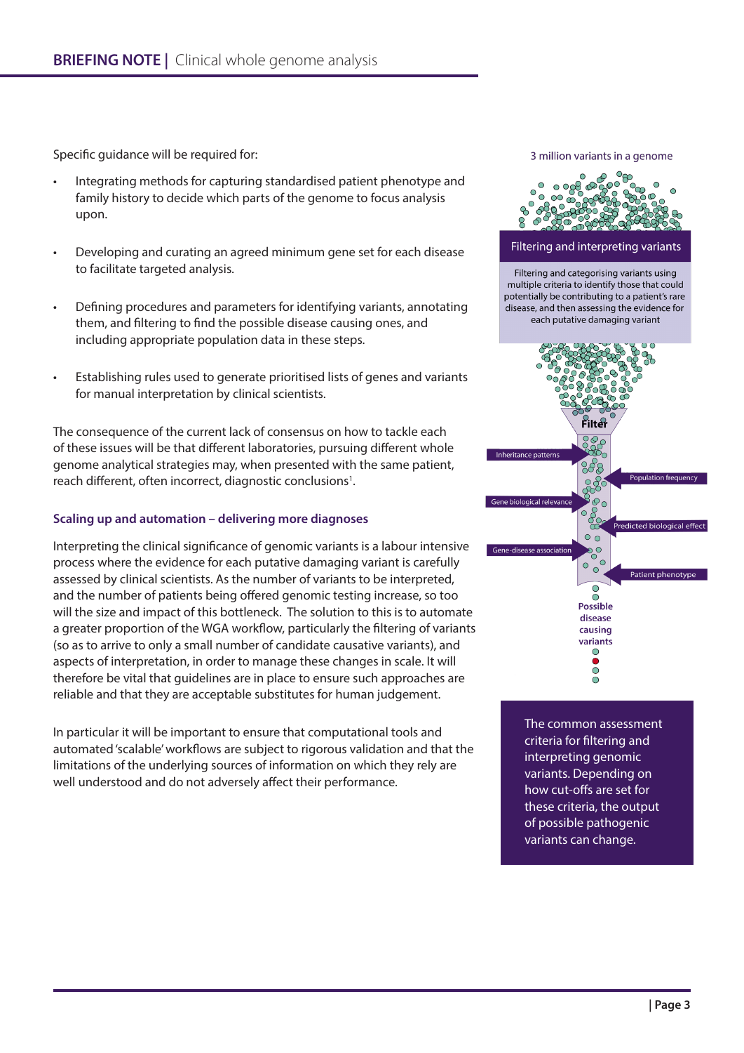Specific guidance will be required for:

- Integrating methods for capturing standardised patient phenotype and family history to decide which parts of the genome to focus analysis upon.
- Developing and curating an agreed minimum gene set for each disease to facilitate targeted analysis.
- Defining procedures and parameters for identifying variants, annotating them, and filtering to find the possible disease causing ones, and including appropriate population data in these steps.
- Establishing rules used to generate prioritised lists of genes and variants for manual interpretation by clinical scientists.

The consequence of the current lack of consensus on how to tackle each of these issues will be that different laboratories, pursuing different whole genome analytical strategies may, when presented with the same patient, reach different, often incorrect, diagnostic conclusions[1].

### Scaling up and automation – delivering more diagnoses

Interpreting the clinical significance of genomic variants is a labour intensive process where the evidence for each putative damaging variant is carefully assessed by clinical scientists. As the number of variants to be interpreted, and the number of patients being offered genomic testing increase, so too will the size and impact of this bottleneck. The solution to this is to automate a greater proportion of the WGA workflow, particularly the filtering of variants (so as to arrive to only a small number of candidate causative variants), and aspects of interpretation, in order to manage these changes in scale. It will therefore be vital that guidelines are in place to ensure such approaches are reliable and that they are acceptable substitutes for human judgement.

In particular it will be important to ensure that computational tools and automated 'scalable' workflows are subject to rigorous validation and that the limitations of the underlying sources of information on which they rely are well understood and do not adversely affect their performance.

3 million variants in a genome

**Filtering and interpreting variants**

Filtering and categorising variants using multiple criteria to identify those that could potentially be contributing to a patient's rare disease, and then assessing the evidence for each putative damaging variant

Filter

Inheritance patterns

Population frequency

Gene biological relevance

Predicted biological effect

Gene-disease association

Patient phenotype

Possible disease causing variants

The common assessment criteria for filtering and interpreting genomic variants. Depending on how cut-offs are set for these criteria, the output of possible pathogenic variants can change.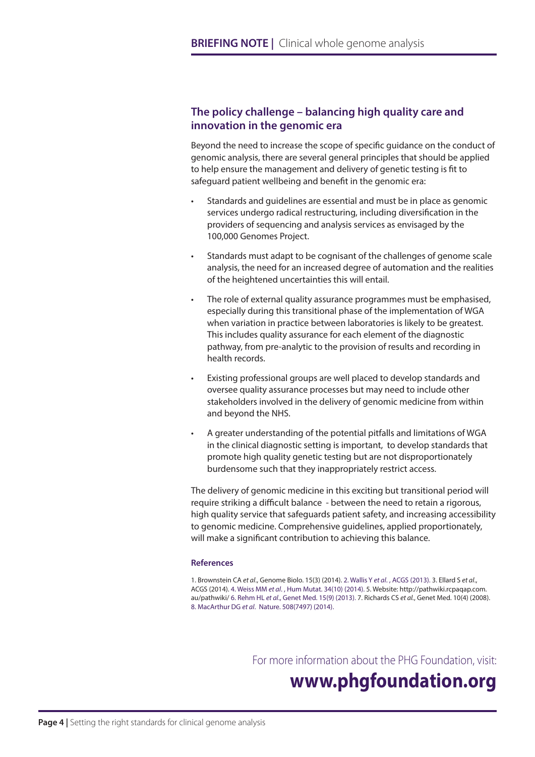## The policy challenge – balancing high quality care and innovation in the genomic era

Beyond the need to increase the scope of specific guidance on the conduct of genomic analysis, there are several general principles that should be applied to help ensure the management and delivery of genetic testing is fit to safeguard patient wellbeing and benefit in the genomic era:

- Standards and guidelines are essential and must be in place as genomic services undergo radical restructuring, including diversification in the providers of sequencing and analysis services as envisaged by the 100,000 Genomes Project.
- Standards must adapt to be cognisant of the challenges of genome scale analysis, the need for an increased degree of automation and the realities of the heightened uncertainties this will entail.
- The role of external quality assurance programmes must be emphasised, especially during this transitional phase of the implementation of WGA when variation in practice between laboratories is likely to be greatest. This includes quality assurance for each element of the diagnostic pathway, from pre-analytic to the provision of results and recording in health records.
- Existing professional groups are well placed to develop standards and oversee quality assurance processes but may need to include other stakeholders involved in the delivery of genomic medicine from within and beyond the NHS.
- A greater understanding of the potential pitfalls and limitations of WGA in the clinical diagnostic setting is important, to develop standards that promote high quality genetic testing but are not disproportionately burdensome such that they inappropriately restrict access.

The delivery of genomic medicine in this exciting but transitional period will require striking a difficult balance - between the need to retain a rigorous, high quality service that safeguards patient safety, and increasing accessibility to genomic medicine. Comprehensive guidelines, applied proportionately, will make a significant contribution to achieving this balance.

### References

1. Brownstein CA *et al*., Genome Biolo. 15(3) (2014). 2. Wallis Y *et al.* , ACGS (2013). 3. Ellard S *et al*., ACGS (2014). 4. Weiss MM *et al.* , Hum Mutat. 34(10) (2014). 5. Website: http://pathwiki.rcpaqap.com.au/pathwiki/ 6. Rehm HL *et al*., Genet Med. 15(9) (2013). 7. Richards CS *et al*., Genet Med. 10(4) (2008). 8. MacArthur DG *et al*. Nature. 508(7497) (2014).

For more information about the PHG Foundation, visit:

**www.phgfoundation.org**